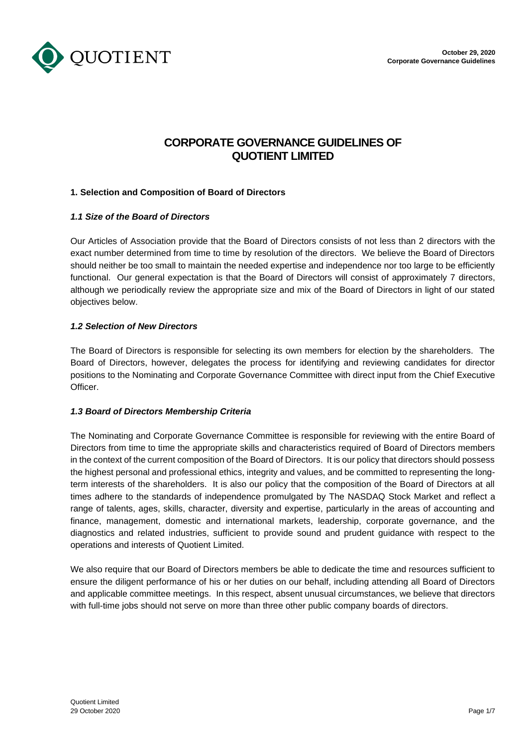# CORPORATE GOVERNANCE GUIDELINES OF QUOTIENT LIMITED

## 1. Selection and Composition of Board of Directors

### *1.1 Size of the Board of Directors*

Our Articles of Association provide that the Board of Directors consists of not less than 2 directors with the exact number determined from time to time by resolution of the directors. We believe the Board of Directors should neither be too small to maintain the needed expertise and independence nor too large to be efficiently functional. Our general expectation is that the Board of Directors will consist of approximately 7 directors, although we periodically review the appropriate size and mix of the Board of Directors in light of our stated objectives below.

### *1.2 Selection of New Directors*

The Board of Directors is responsible for selecting its own members for election by the shareholders. The Board of Directors, however, delegates the process for identifying and reviewing candidates for director positions to the Nominating and Corporate Governance Committee with direct input from the Chief Executive Officer.

### *1.3 Board of Directors Membership Criteria*

The Nominating and Corporate Governance Committee is responsible for reviewing with the entire Board of Directors from time to time the appropriate skills and characteristics required of Board of Directors members in the context of the current composition of the Board of Directors. It is our policy that directors should possess the highest personal and professional ethics, integrity and values, and be committed to representing the long-term interests of the shareholders. It is also our policy that the composition of the Board of Directors at all times adhere to the standards of independence promulgated by The NASDAQ Stock Market and reflect a range of talents, ages, skills, character, diversity and expertise, particularly in the areas of accounting and finance, management, domestic and international markets, leadership, corporate governance, and the diagnostics and related industries, sufficient to provide sound and prudent guidance with respect to the operations and interests of Quotient Limited.

We also require that our Board of Directors members be able to dedicate the time and resources sufficient to ensure the diligent performance of his or her duties on our behalf, including attending all Board of Directors and applicable committee meetings. In this respect, absent unusual circumstances, we believe that directors with full-time jobs should not serve on more than three other public company boards of directors.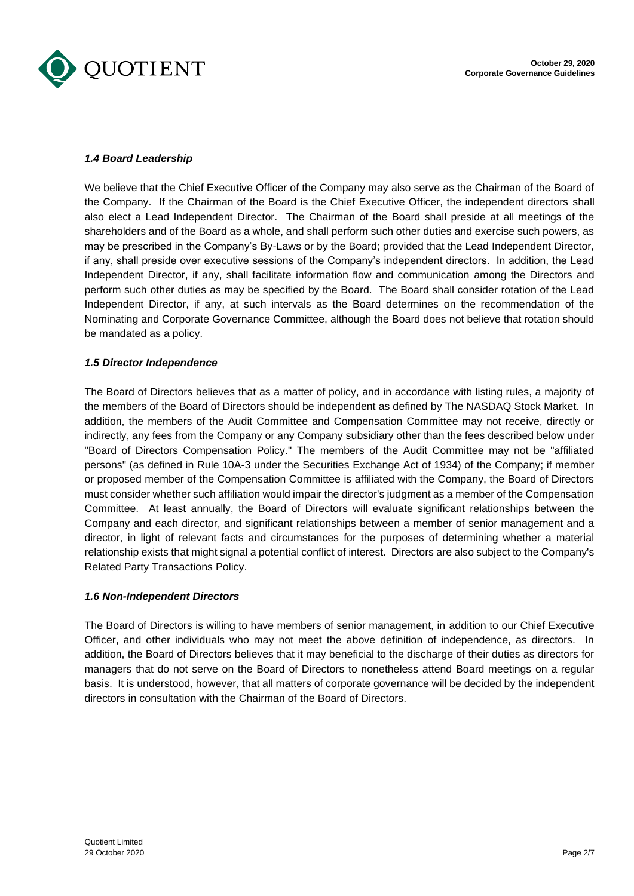### *1.4 Board Leadership*

We believe that the Chief Executive Officer of the Company may also serve as the Chairman of the Board of the Company. If the Chairman of the Board is the Chief Executive Officer, the independent directors shall also elect a Lead Independent Director. The Chairman of the Board shall preside at all meetings of the shareholders and of the Board as a whole, and shall perform such other duties and exercise such powers, as may be prescribed in the Company's By-Laws or by the Board; provided that the Lead Independent Director, if any, shall preside over executive sessions of the Company's independent directors. In addition, the Lead Independent Director, if any, shall facilitate information flow and communication among the Directors and perform such other duties as may be specified by the Board. The Board shall consider rotation of the Lead Independent Director, if any, at such intervals as the Board determines on the recommendation of the Nominating and Corporate Governance Committee, although the Board does not believe that rotation should be mandated as a policy.

### *1.5 Director Independence*

The Board of Directors believes that as a matter of policy, and in accordance with listing rules, a majority of the members of the Board of Directors should be independent as defined by The NASDAQ Stock Market. In addition, the members of the Audit Committee and Compensation Committee may not receive, directly or indirectly, any fees from the Company or any Company subsidiary other than the fees described below under "Board of Directors Compensation Policy." The members of the Audit Committee may not be "affiliated persons" (as defined in Rule 10A-3 under the Securities Exchange Act of 1934) of the Company; if member or proposed member of the Compensation Committee is affiliated with the Company, the Board of Directors must consider whether such affiliation would impair the director's judgment as a member of the Compensation Committee. At least annually, the Board of Directors will evaluate significant relationships between the Company and each director, and significant relationships between a member of senior management and a director, in light of relevant facts and circumstances for the purposes of determining whether a material relationship exists that might signal a potential conflict of interest. Directors are also subject to the Company's Related Party Transactions Policy.

### *1.6 Non-Independent Directors*

The Board of Directors is willing to have members of senior management, in addition to our Chief Executive Officer, and other individuals who may not meet the above definition of independence, as directors. In addition, the Board of Directors believes that it may beneficial to the discharge of their duties as directors for managers that do not serve on the Board of Directors to nonetheless attend Board meetings on a regular basis. It is understood, however, that all matters of corporate governance will be decided by the independent directors in consultation with the Chairman of the Board of Directors.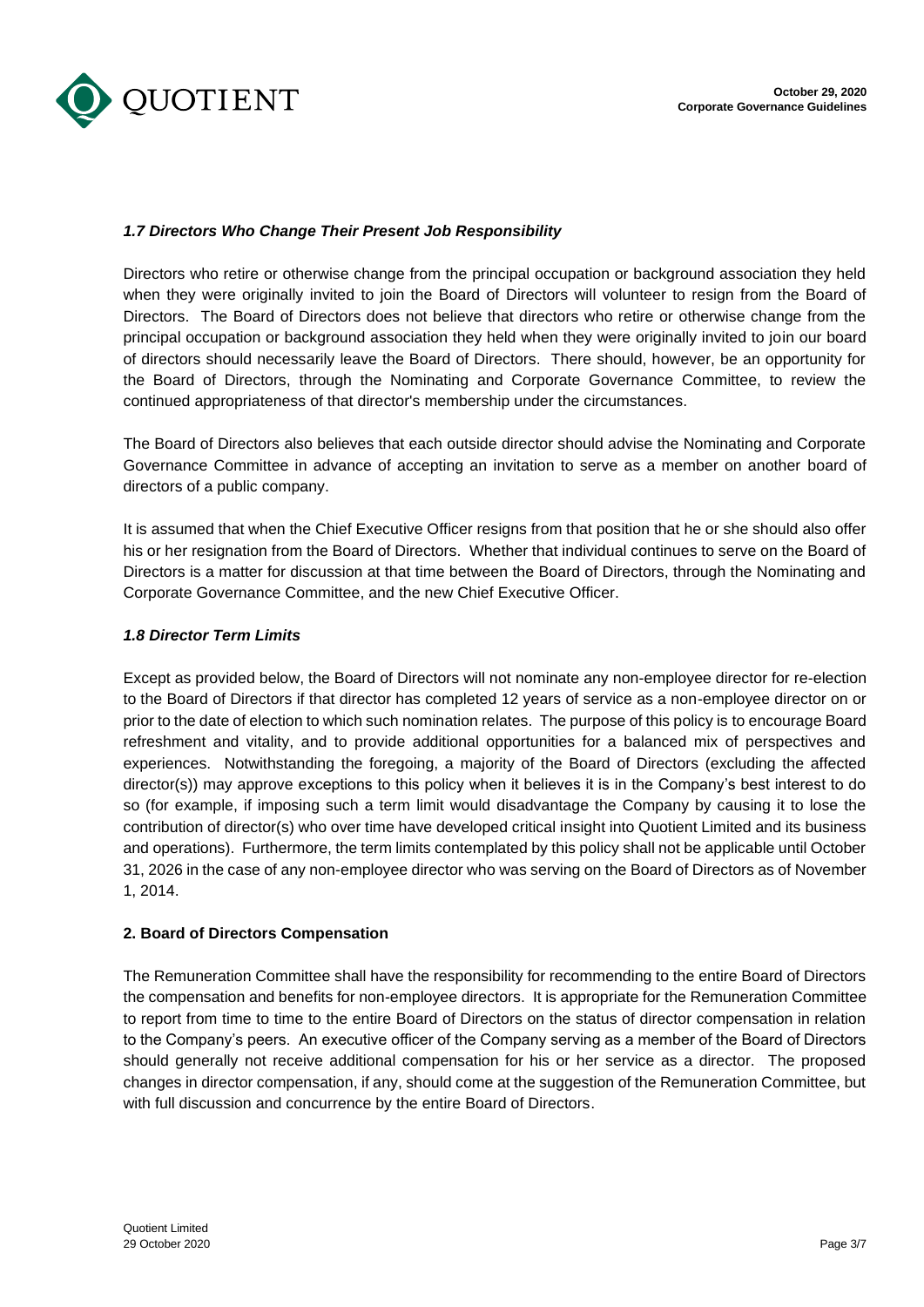### *1.7 Directors Who Change Their Present Job Responsibility*

Directors who retire or otherwise change from the principal occupation or background association they held when they were originally invited to join the Board of Directors will volunteer to resign from the Board of Directors. The Board of Directors does not believe that directors who retire or otherwise change from the principal occupation or background association they held when they were originally invited to join our board of directors should necessarily leave the Board of Directors. There should, however, be an opportunity for the Board of Directors, through the Nominating and Corporate Governance Committee, to review the continued appropriateness of that director's membership under the circumstances.

The Board of Directors also believes that each outside director should advise the Nominating and Corporate Governance Committee in advance of accepting an invitation to serve as a member on another board of directors of a public company.

It is assumed that when the Chief Executive Officer resigns from that position that he or she should also offer his or her resignation from the Board of Directors. Whether that individual continues to serve on the Board of Directors is a matter for discussion at that time between the Board of Directors, through the Nominating and Corporate Governance Committee, and the new Chief Executive Officer.

### *1.8 Director Term Limits*

Except as provided below, the Board of Directors will not nominate any non-employee director for re-election to the Board of Directors if that director has completed 12 years of service as a non-employee director on or prior to the date of election to which such nomination relates. The purpose of this policy is to encourage Board refreshment and vitality, and to provide additional opportunities for a balanced mix of perspectives and experiences. Notwithstanding the foregoing, a majority of the Board of Directors (excluding the affected director(s)) may approve exceptions to this policy when it believes it is in the Company's best interest to do so (for example, if imposing such a term limit would disadvantage the Company by causing it to lose the contribution of director(s) who over time have developed critical insight into Quotient Limited and its business and operations). Furthermore, the term limits contemplated by this policy shall not be applicable until October 31, 2026 in the case of any non-employee director who was serving on the Board of Directors as of November 1, 2014.

## 2. Board of Directors Compensation

The Remuneration Committee shall have the responsibility for recommending to the entire Board of Directors the compensation and benefits for non-employee directors. It is appropriate for the Remuneration Committee to report from time to time to the entire Board of Directors on the status of director compensation in relation to the Company's peers. An executive officer of the Company serving as a member of the Board of Directors should generally not receive additional compensation for his or her service as a director. The proposed changes in director compensation, if any, should come at the suggestion of the Remuneration Committee, but with full discussion and concurrence by the entire Board of Directors.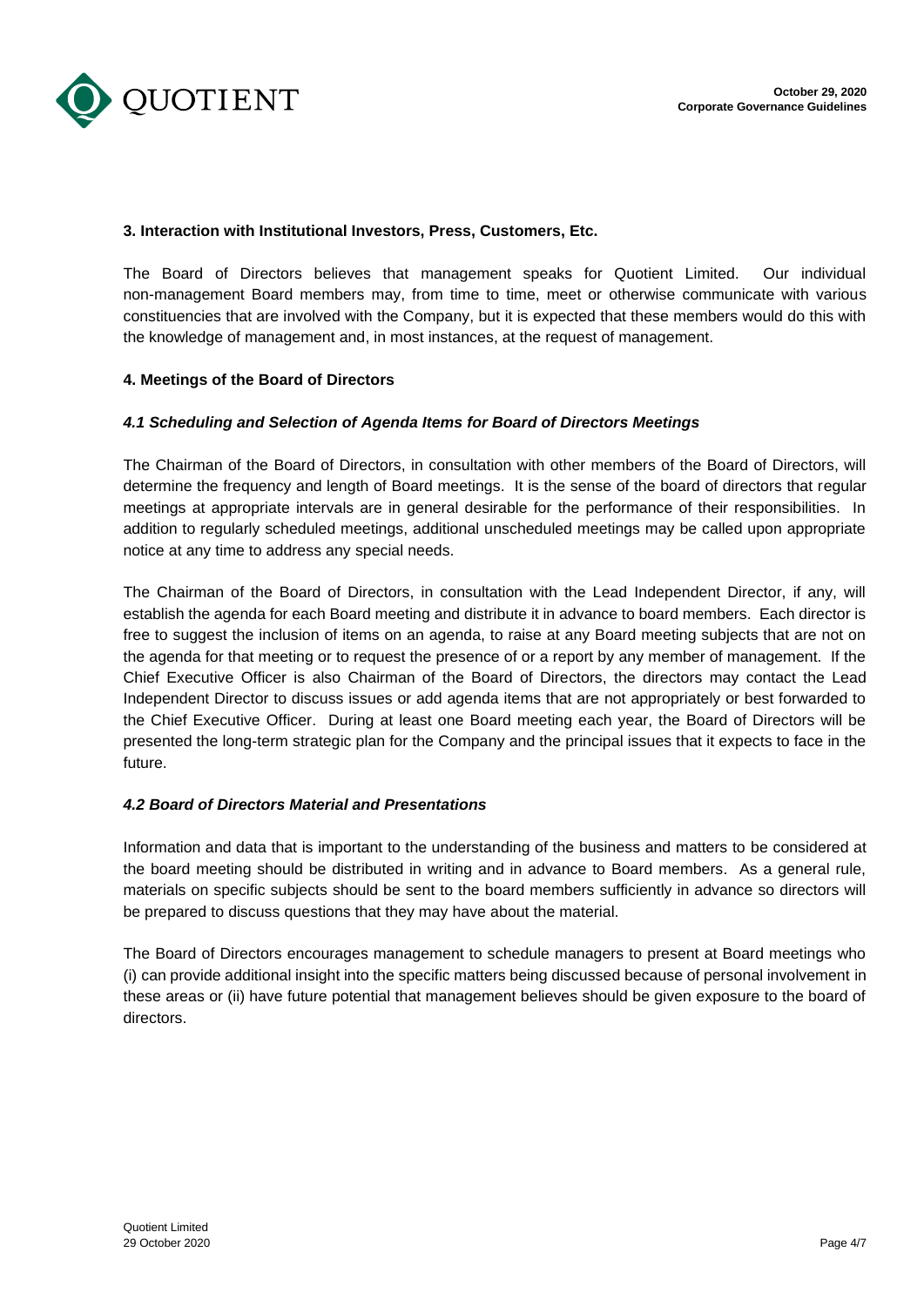### 3. Interaction with Institutional Investors, Press, Customers, Etc.

The Board of Directors believes that management speaks for Quotient Limited. Our individual non-management Board members may, from time to time, meet or otherwise communicate with various constituencies that are involved with the Company, but it is expected that these members would do this with the knowledge of management and, in most instances, at the request of management.

### 4. Meetings of the Board of Directors

#### *4.1 Scheduling and Selection of Agenda Items for Board of Directors Meetings*

The Chairman of the Board of Directors, in consultation with other members of the Board of Directors, will determine the frequency and length of Board meetings. It is the sense of the board of directors that regular meetings at appropriate intervals are in general desirable for the performance of their responsibilities. In addition to regularly scheduled meetings, additional unscheduled meetings may be called upon appropriate notice at any time to address any special needs.

The Chairman of the Board of Directors, in consultation with the Lead Independent Director, if any, will establish the agenda for each Board meeting and distribute it in advance to board members. Each director is free to suggest the inclusion of items on an agenda, to raise at any Board meeting subjects that are not on the agenda for that meeting or to request the presence of or a report by any member of management. If the Chief Executive Officer is also Chairman of the Board of Directors, the directors may contact the Lead Independent Director to discuss issues or add agenda items that are not appropriately or best forwarded to the Chief Executive Officer. During at least one Board meeting each year, the Board of Directors will be presented the long-term strategic plan for the Company and the principal issues that it expects to face in the future.

#### *4.2 Board of Directors Material and Presentations*

Information and data that is important to the understanding of the business and matters to be considered at the board meeting should be distributed in writing and in advance to Board members. As a general rule, materials on specific subjects should be sent to the board members sufficiently in advance so directors will be prepared to discuss questions that they may have about the material.

The Board of Directors encourages management to schedule managers to present at Board meetings who (i) can provide additional insight into the specific matters being discussed because of personal involvement in these areas or (ii) have future potential that management believes should be given exposure to the board of directors.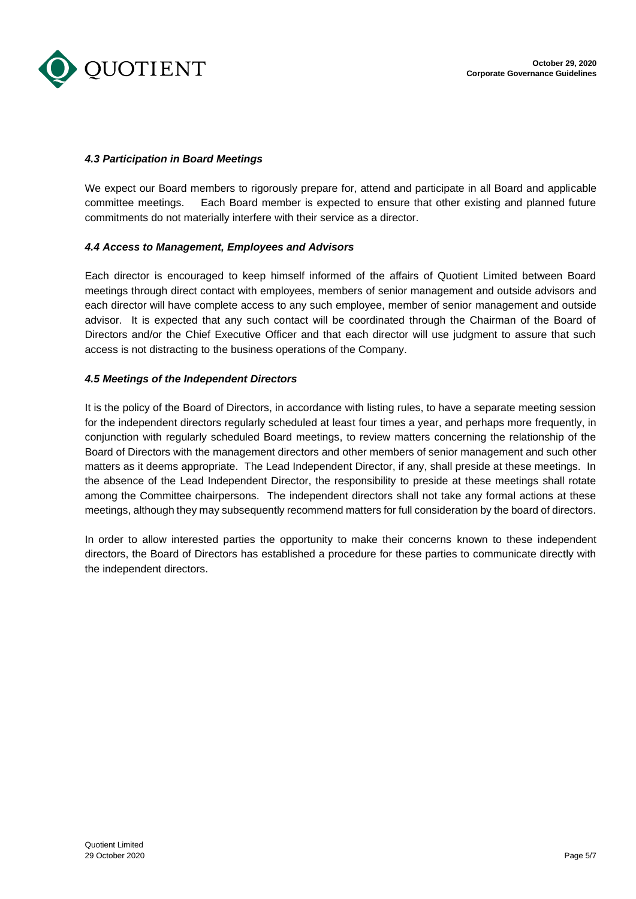### *4.3 Participation in Board Meetings*

We expect our Board members to rigorously prepare for, attend and participate in all Board and applicable committee meetings. Each Board member is expected to ensure that other existing and planned future commitments do not materially interfere with their service as a director.

### *4.4 Access to Management, Employees and Advisors*

Each director is encouraged to keep himself informed of the affairs of Quotient Limited between Board meetings through direct contact with employees, members of senior management and outside advisors and each director will have complete access to any such employee, member of senior management and outside advisor. It is expected that any such contact will be coordinated through the Chairman of the Board of Directors and/or the Chief Executive Officer and that each director will use judgment to assure that such access is not distracting to the business operations of the Company.

### *4.5 Meetings of the Independent Directors*

It is the policy of the Board of Directors, in accordance with listing rules, to have a separate meeting session for the independent directors regularly scheduled at least four times a year, and perhaps more frequently, in conjunction with regularly scheduled Board meetings, to review matters concerning the relationship of the Board of Directors with the management directors and other members of senior management and such other matters as it deems appropriate. The Lead Independent Director, if any, shall preside at these meetings. In the absence of the Lead Independent Director, the responsibility to preside at these meetings shall rotate among the Committee chairpersons. The independent directors shall not take any formal actions at these meetings, although they may subsequently recommend matters for full consideration by the board of directors.

In order to allow interested parties the opportunity to make their concerns known to these independent directors, the Board of Directors has established a procedure for these parties to communicate directly with the independent directors.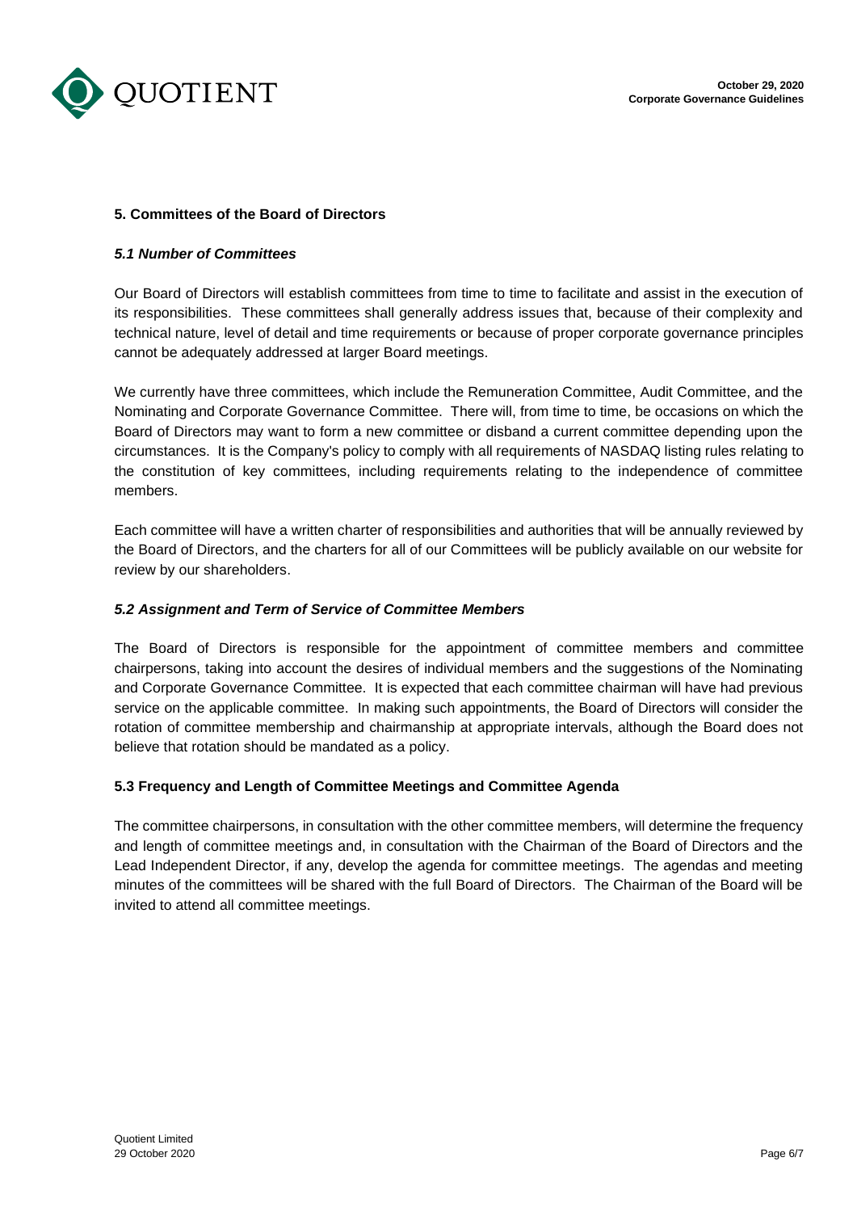## 5. Committees of the Board of Directors

### *5.1 Number of Committees*

Our Board of Directors will establish committees from time to time to facilitate and assist in the execution of its responsibilities. These committees shall generally address issues that, because of their complexity and technical nature, level of detail and time requirements or because of proper corporate governance principles cannot be adequately addressed at larger Board meetings.

We currently have three committees, which include the Remuneration Committee, Audit Committee, and the Nominating and Corporate Governance Committee. There will, from time to time, be occasions on which the Board of Directors may want to form a new committee or disband a current committee depending upon the circumstances. It is the Company's policy to comply with all requirements of NASDAQ listing rules relating to the constitution of key committees, including requirements relating to the independence of committee members.

Each committee will have a written charter of responsibilities and authorities that will be annually reviewed by the Board of Directors, and the charters for all of our Committees will be publicly available on our website for review by our shareholders.

### *5.2 Assignment and Term of Service of Committee Members*

The Board of Directors is responsible for the appointment of committee members and committee chairpersons, taking into account the desires of individual members and the suggestions of the Nominating and Corporate Governance Committee. It is expected that each committee chairman will have had previous service on the applicable committee. In making such appointments, the Board of Directors will consider the rotation of committee membership and chairmanship at appropriate intervals, although the Board does not believe that rotation should be mandated as a policy.

### 5.3 Frequency and Length of Committee Meetings and Committee Agenda

The committee chairpersons, in consultation with the other committee members, will determine the frequency and length of committee meetings and, in consultation with the Chairman of the Board of Directors and the Lead Independent Director, if any, develop the agenda for committee meetings. The agendas and meeting minutes of the committees will be shared with the full Board of Directors. The Chairman of the Board will be invited to attend all committee meetings.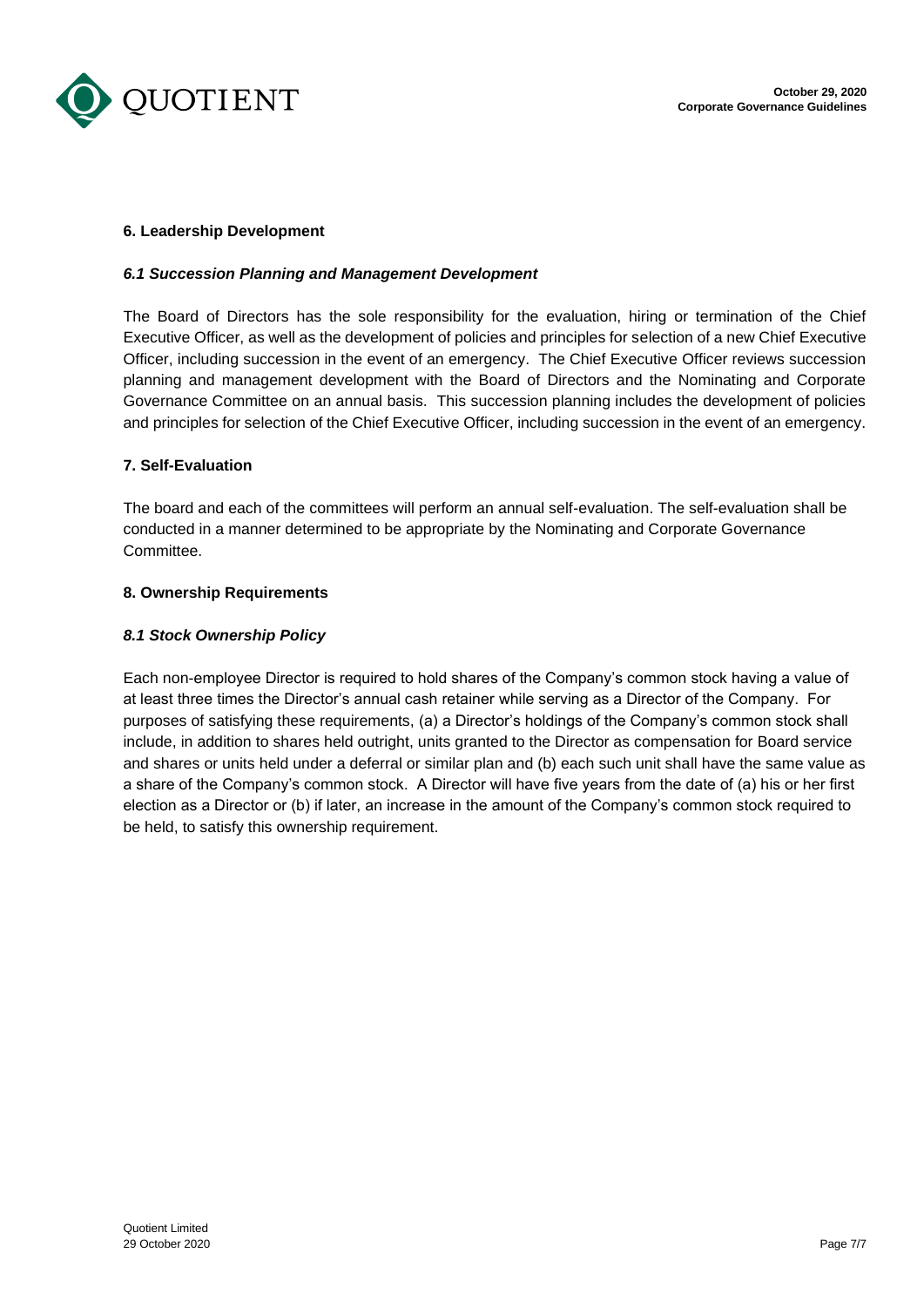## 6. Leadership Development

### *6.1 Succession Planning and Management Development*

The Board of Directors has the sole responsibility for the evaluation, hiring or termination of the Chief Executive Officer, as well as the development of policies and principles for selection of a new Chief Executive Officer, including succession in the event of an emergency. The Chief Executive Officer reviews succession planning and management development with the Board of Directors and the Nominating and Corporate Governance Committee on an annual basis. This succession planning includes the development of policies and principles for selection of the Chief Executive Officer, including succession in the event of an emergency.

## 7. Self-Evaluation

The board and each of the committees will perform an annual self-evaluation. The self-evaluation shall be conducted in a manner determined to be appropriate by the Nominating and Corporate Governance Committee.

## 8. Ownership Requirements

### *8.1 Stock Ownership Policy*

Each non-employee Director is required to hold shares of the Company's common stock having a value of at least three times the Director's annual cash retainer while serving as a Director of the Company. For purposes of satisfying these requirements, (a) a Director's holdings of the Company's common stock shall include, in addition to shares held outright, units granted to the Director as compensation for Board service and shares or units held under a deferral or similar plan and (b) each such unit shall have the same value as a share of the Company's common stock. A Director will have five years from the date of (a) his or her first election as a Director or (b) if later, an increase in the amount of the Company's common stock required to be held, to satisfy this ownership requirement.